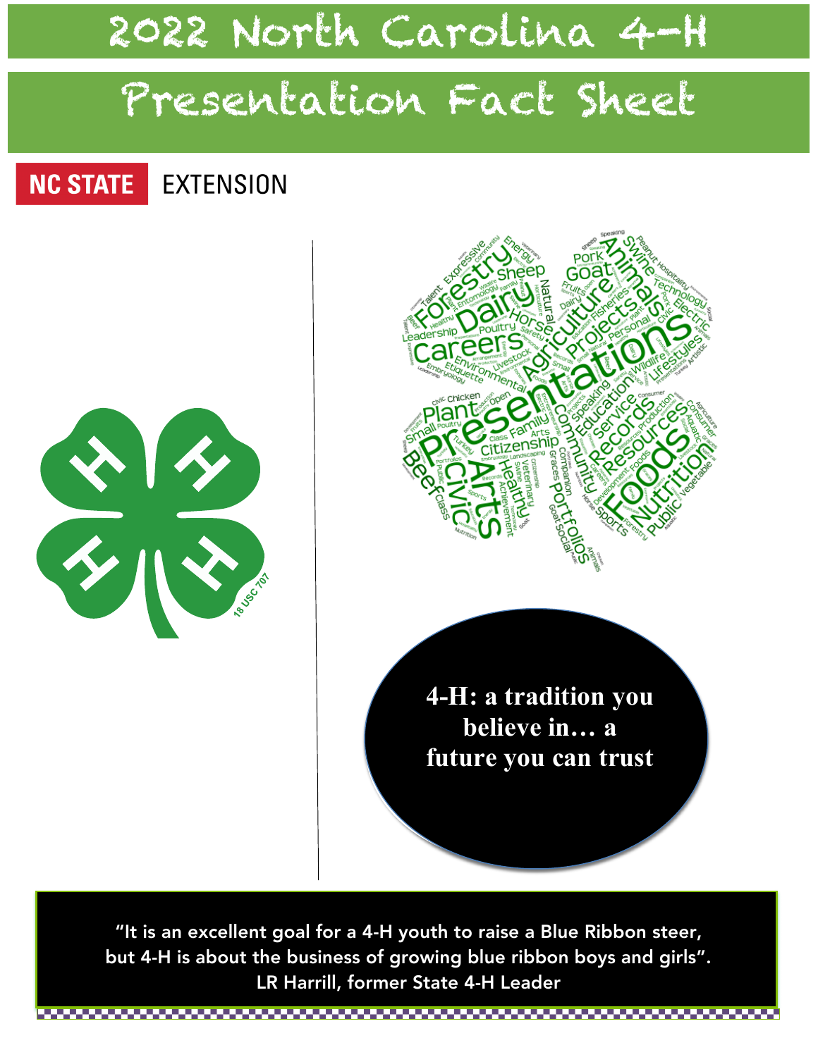# 2022 North Carolina 4-H

# Presentation Fact Sheet

NC STATE EXTENSION

**4-H: a tradition you believe in… a future you can trust**

"It is an excellent goal for a 4-H youth to raise a Blue Ribbon steer, but 4-H is about the business of growing blue ribbon boys and girls".
LR Harrill, former State 4-H Leader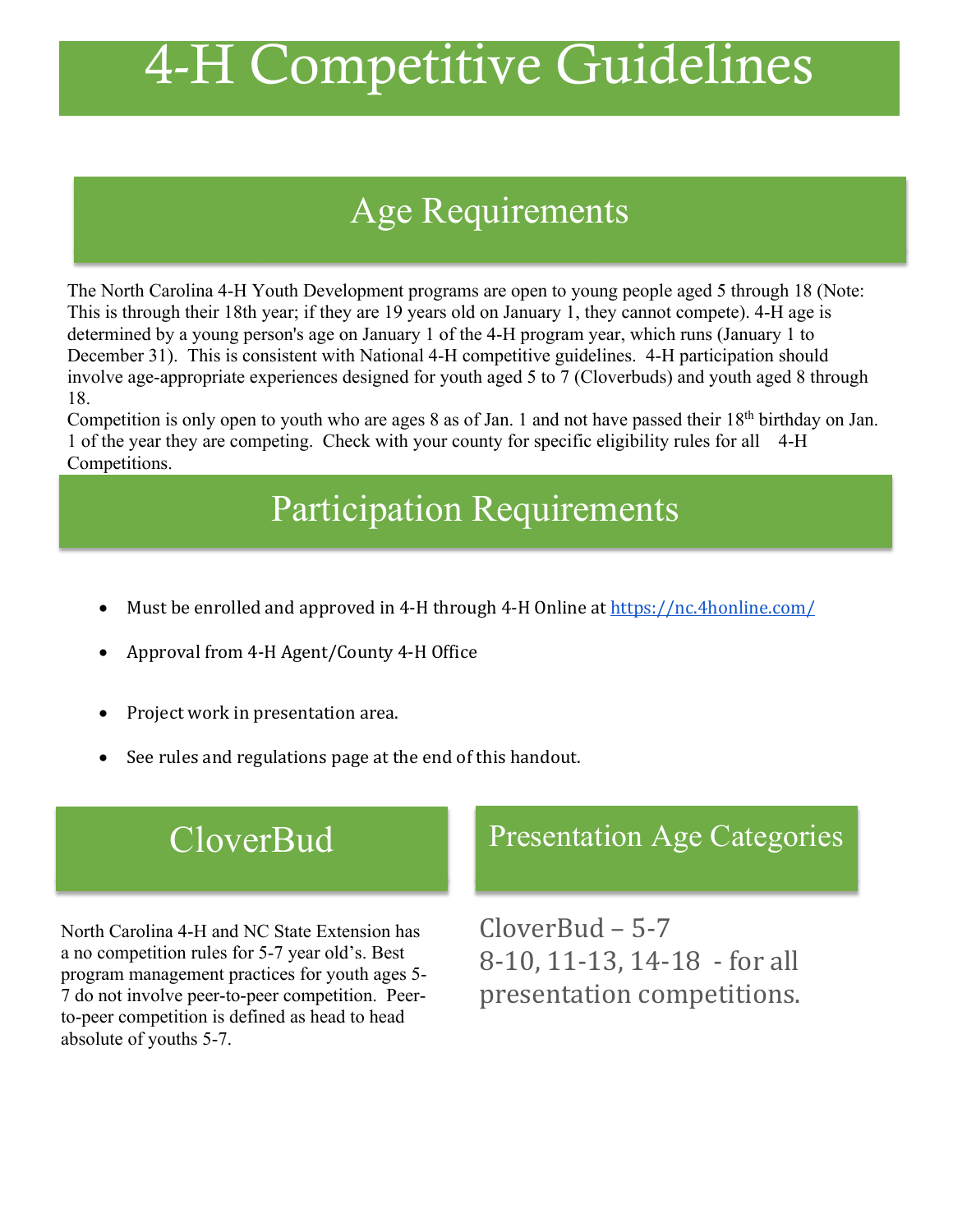# 4-H Competitive Guidelines

## Age Requirements

The North Carolina 4-H Youth Development programs are open to young people aged 5 through 18 (Note: This is through their 18th year; if they are 19 years old on January 1, they cannot compete). 4-H age is determined by a young person's age on January 1 of the 4-H program year, which runs (January 1 to December 31). This is consistent with National 4-H competitive guidelines. 4-H participation should involve age-appropriate experiences designed for youth aged 5 to 7 (Cloverbuds) and youth aged 8 through 18.

Competition is only open to youth who are ages 8 as of Jan. 1 and not have passed their 18th birthday on Jan. 1 of the year they are competing. Check with your county for specific eligibility rules for all 4-H Competitions.

## Participation Requirements

- Must be enrolled and approved in 4-H through 4-H Online at https://nc.4honline.com/
- Approval from 4-H Agent/County 4-H Office
- Project work in presentation area.
- See rules and regulations page at the end of this handout.

## CloverBud

North Carolina 4-H and NC State Extension has a no competition rules for 5-7 year old's. Best program management practices for youth ages 5-7 do not involve peer-to-peer competition. Peer-to-peer competition is defined as head to head absolute of youths 5-7.

## Presentation Age Categories

CloverBud – 5-7
8-10, 11-13, 14-18 - for all presentation competitions.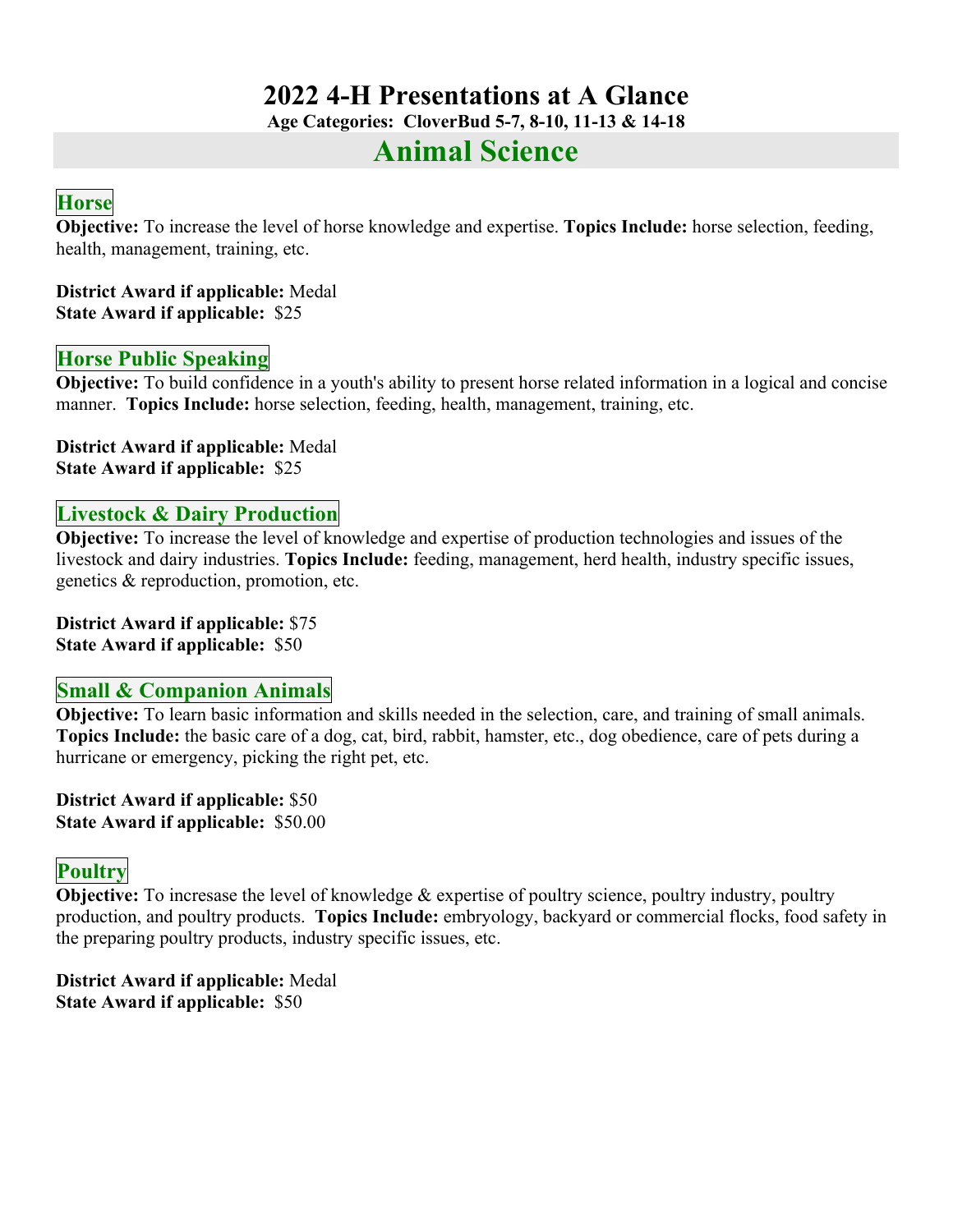# 2022 4-H Presentations at A Glance

**Age Categories: CloverBud 5-7, 8-10, 11-13 & 14-18**

## Animal Science

### Horse

**Objective:** To increase the level of horse knowledge and expertise. **Topics Include:** horse selection, feeding, health, management, training, etc.

**District Award if applicable:** Medal
**State Award if applicable:** $25

### Horse Public Speaking

**Objective:** To build confidence in a youth's ability to present horse related information in a logical and concise manner. **Topics Include:** horse selection, feeding, health, management, training, etc.

**District Award if applicable:** Medal
**State Award if applicable:** $25

### Livestock & Dairy Production

**Objective:** To increase the level of knowledge and expertise of production technologies and issues of the livestock and dairy industries. **Topics Include:** feeding, management, herd health, industry specific issues, genetics & reproduction, promotion, etc.

**District Award if applicable:** $75
**State Award if applicable:** $50

### Small & Companion Animals

**Objective:** To learn basic information and skills needed in the selection, care, and training of small animals. **Topics Include:** the basic care of a dog, cat, bird, rabbit, hamster, etc., dog obedience, care of pets during a hurricane or emergency, picking the right pet, etc.

**District Award if applicable:** $50
**State Award if applicable:** $50.00

### Poultry

**Objective:** To incresase the level of knowledge & expertise of poultry science, poultry industry, poultry production, and poultry products. **Topics Include:** embryology, backyard or commercial flocks, food safety in the preparing poultry products, industry specific issues, etc.

**District Award if applicable:** Medal
**State Award if applicable:** $50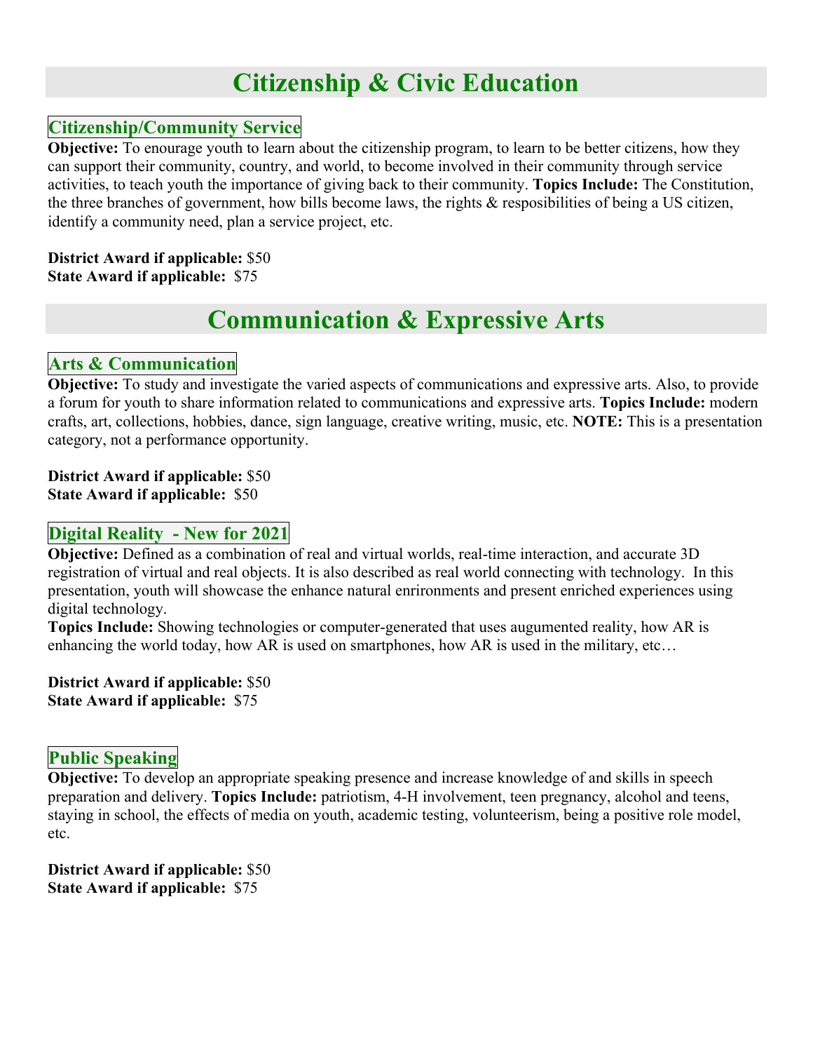# Citizenship & Civic Education

## Citizenship/Community Service

**Objective:** To enourage youth to learn about the citizenship program, to learn to be better citizens, how they can support their community, country, and world, to become involved in their community through service activities, to teach youth the importance of giving back to their community. **Topics Include:** The Constitution, the three branches of government, how bills become laws, the rights & resposibilities of being a US citizen, identify a community need, plan a service project, etc.

**District Award if applicable:** $50
**State Award if applicable:** $75

# Communication & Expressive Arts

## Arts & Communication

**Objective:** To study and investigate the varied aspects of communications and expressive arts. Also, to provide a forum for youth to share information related to communications and expressive arts. **Topics Include:** modern crafts, art, collections, hobbies, dance, sign language, creative writing, music, etc. **NOTE:** This is a presentation category, not a performance opportunity.

**District Award if applicable:** $50
**State Award if applicable:** $50

## Digital Reality - New for 2021

**Objective:** Defined as a combination of real and virtual worlds, real-time interaction, and accurate 3D registration of virtual and real objects. It is also described as real world connecting with technology. In this presentation, youth will showcase the enhance natural enrironments and present enriched experiences using digital technology.
**Topics Include:** Showing technologies or computer-generated that uses augumented reality, how AR is enhancing the world today, how AR is used on smartphones, how AR is used in the military, etc…

**District Award if applicable:** $50
**State Award if applicable:** $75

## Public Speaking

**Objective:** To develop an appropriate speaking presence and increase knowledge of and skills in speech preparation and delivery. **Topics Include:** patriotism, 4-H involvement, teen pregnancy, alcohol and teens, staying in school, the effects of media on youth, academic testing, volunteerism, being a positive role model, etc.

**District Award if applicable:** $50
**State Award if applicable:** $75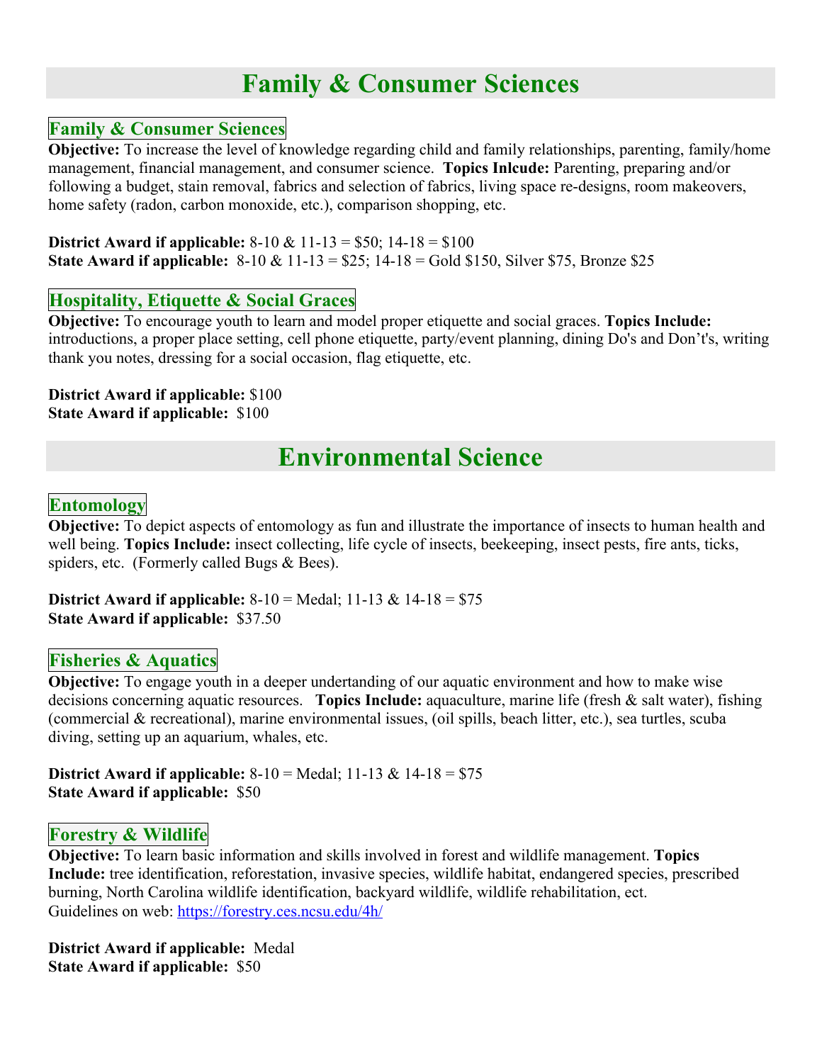# Family & Consumer Sciences

## Family & Consumer Sciences

**Objective:** To increase the level of knowledge regarding child and family relationships, parenting, family/home management, financial management, and consumer science. **Topics Inlcude:** Parenting, preparing and/or following a budget, stain removal, fabrics and selection of fabrics, living space re-designs, room makeovers, home safety (radon, carbon monoxide, etc.), comparison shopping, etc.

**District Award if applicable:** 8-10 & 11-13 = $50; 14-18 = $100
**State Award if applicable:** 8-10 & 11-13 = $25; 14-18 = Gold $150, Silver $75, Bronze $25

## Hospitality, Etiquette & Social Graces

**Objective:** To encourage youth to learn and model proper etiquette and social graces. **Topics Include:** introductions, a proper place setting, cell phone etiquette, party/event planning, dining Do's and Don't's, writing thank you notes, dressing for a social occasion, flag etiquette, etc.

**District Award if applicable:** $100
**State Award if applicable:** $100

# Environmental Science

## Entomology

**Objective:** To depict aspects of entomology as fun and illustrate the importance of insects to human health and well being. **Topics Include:** insect collecting, life cycle of insects, beekeeping, insect pests, fire ants, ticks, spiders, etc. (Formerly called Bugs & Bees).

**District Award if applicable:** 8-10 = Medal; 11-13 & 14-18 = $75
**State Award if applicable:** $37.50

## Fisheries & Aquatics

**Objective:** To engage youth in a deeper undertanding of our aquatic environment and how to make wise decisions concerning aquatic resources. **Topics Include:** aquaculture, marine life (fresh & salt water), fishing (commercial & recreational), marine environmental issues, (oil spills, beach litter, etc.), sea turtles, scuba diving, setting up an aquarium, whales, etc.

**District Award if applicable:** 8-10 = Medal; 11-13 & 14-18 = $75
**State Award if applicable:** $50

## Forestry & Wildlife

**Objective:** To learn basic information and skills involved in forest and wildlife management. **Topics Include:** tree identification, reforestation, invasive species, wildlife habitat, endangered species, prescribed burning, North Carolina wildlife identification, backyard wildlife, wildlife rehabilitation, ect.
Guidelines on web: https://forestry.ces.ncsu.edu/4h/

**District Award if applicable:** Medal
**State Award if applicable:** $50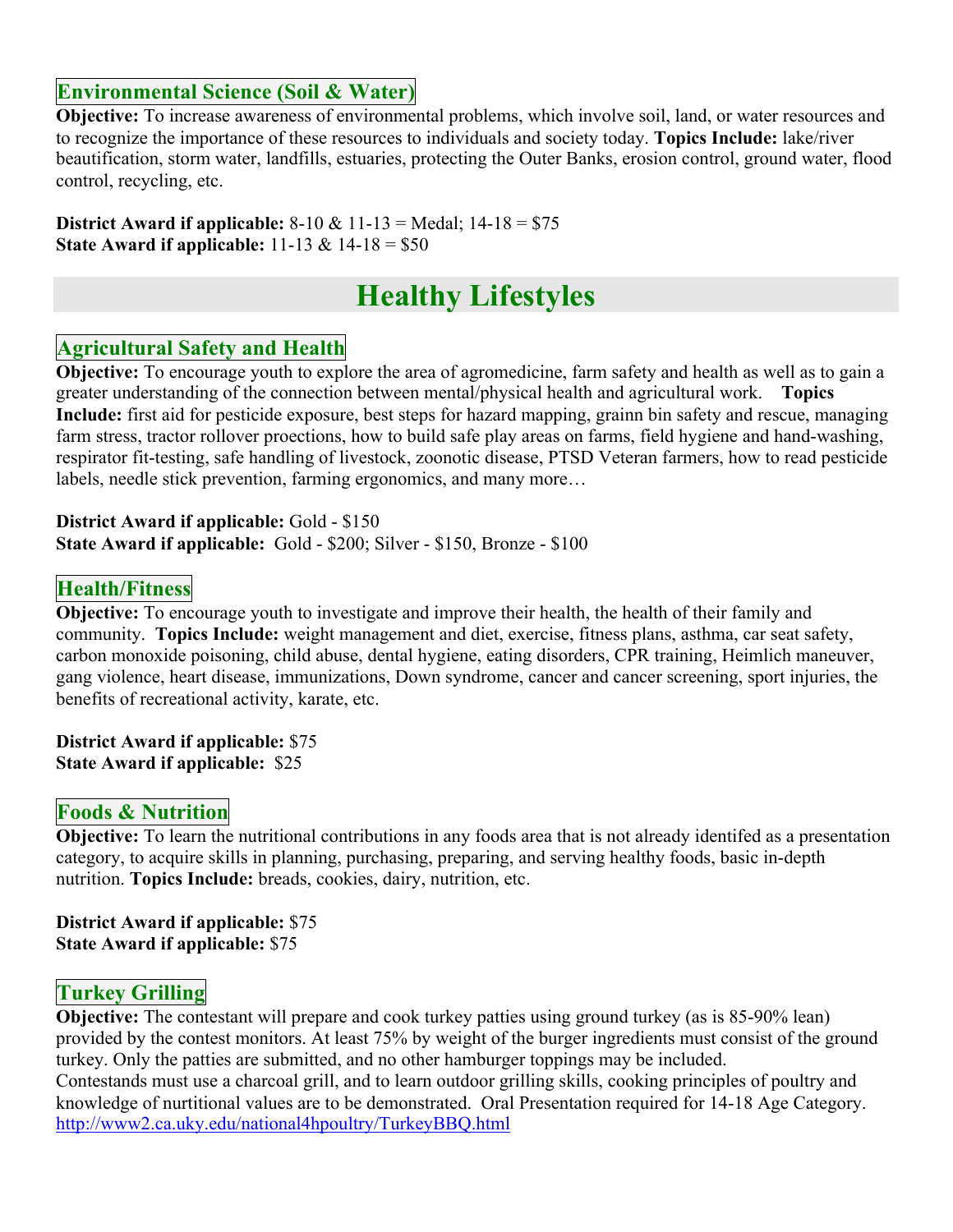### Environmental Science (Soil & Water)

**Objective:** To increase awareness of environmental problems, which involve soil, land, or water resources and to recognize the importance of these resources to individuals and society today. **Topics Include:** lake/river beautification, storm water, landfills, estuaries, protecting the Outer Banks, erosion control, ground water, flood control, recycling, etc.

**District Award if applicable:** 8-10 & 11-13 = Medal; 14-18 = $75
**State Award if applicable:** 11-13 & 14-18 = $50

## Healthy Lifestyles

### Agricultural Safety and Health

**Objective:** To encourage youth to explore the area of agromedicine, farm safety and health as well as to gain a greater understanding of the connection between mental/physical health and agricultural work. **Topics Include:** first aid for pesticide exposure, best steps for hazard mapping, grainn bin safety and rescue, managing farm stress, tractor rollover proections, how to build safe play areas on farms, field hygiene and hand-washing, respirator fit-testing, safe handling of livestock, zoonotic disease, PTSD Veteran farmers, how to read pesticide labels, needle stick prevention, farming ergonomics, and many more…

**District Award if applicable:** Gold - $150
**State Award if applicable:** Gold - $200; Silver - $150, Bronze - $100

### Health/Fitness

**Objective:** To encourage youth to investigate and improve their health, the health of their family and community. **Topics Include:** weight management and diet, exercise, fitness plans, asthma, car seat safety, carbon monoxide poisoning, child abuse, dental hygiene, eating disorders, CPR training, Heimlich maneuver, gang violence, heart disease, immunizations, Down syndrome, cancer and cancer screening, sport injuries, the benefits of recreational activity, karate, etc.

**District Award if applicable:** $75
**State Award if applicable:** $25

### Foods & Nutrition

**Objective:** To learn the nutritional contributions in any foods area that is not already identifed as a presentation category, to acquire skills in planning, purchasing, preparing, and serving healthy foods, basic in-depth nutrition. **Topics Include:** breads, cookies, dairy, nutrition, etc.

**District Award if applicable:** $75
**State Award if applicable:** $75

### Turkey Grilling

**Objective:** The contestant will prepare and cook turkey patties using ground turkey (as is 85-90% lean) provided by the contest monitors. At least 75% by weight of the burger ingredients must consist of the ground turkey. Only the patties are submitted, and no other hamburger toppings may be included.
Contestands must use a charcoal grill, and to learn outdoor grilling skills, cooking principles of poultry and knowledge of nurtitional values are to be demonstrated. Oral Presentation required for 14-18 Age Category.
[http://www2.ca.uky.edu/national4hpoultry/TurkeyBBQ.html](http://www2.ca.uky.edu/national4hpoultry/TurkeyBBQ.html)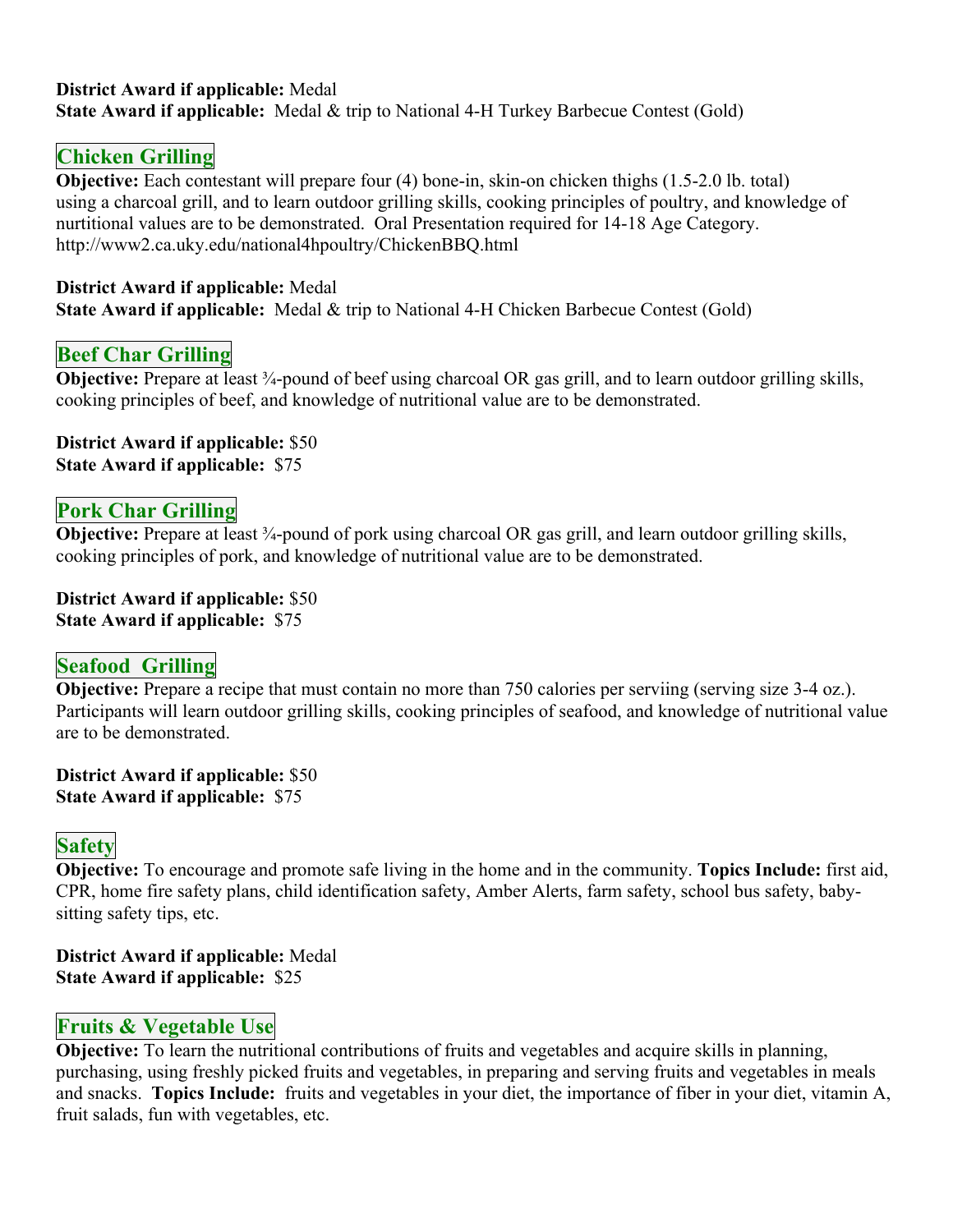**District Award if applicable:** Medal
**State Award if applicable:** Medal & trip to National 4-H Turkey Barbecue Contest (Gold)

## Chicken Grilling

**Objective:** Each contestant will prepare four (4) bone-in, skin-on chicken thighs (1.5-2.0 lb. total) using a charcoal grill, and to learn outdoor grilling skills, cooking principles of poultry, and knowledge of nurtitional values are to be demonstrated. Oral Presentation required for 14-18 Age Category. http://www2.ca.uky.edu/national4hpoultry/ChickenBBQ.html

**District Award if applicable:** Medal
**State Award if applicable:** Medal & trip to National 4-H Chicken Barbecue Contest (Gold)

## Beef Char Grilling

**Objective:** Prepare at least ¾-pound of beef using charcoal OR gas grill, and to learn outdoor grilling skills, cooking principles of beef, and knowledge of nutritional value are to be demonstrated.

**District Award if applicable:** $50
**State Award if applicable:** $75

## Pork Char Grilling

**Objective:** Prepare at least ¾-pound of pork using charcoal OR gas grill, and learn outdoor grilling skills, cooking principles of pork, and knowledge of nutritional value are to be demonstrated.

**District Award if applicable:** $50
**State Award if applicable:** $75

## Seafood Grilling

**Objective:** Prepare a recipe that must contain no more than 750 calories per serviing (serving size 3-4 oz.). Participants will learn outdoor grilling skills, cooking principles of seafood, and knowledge of nutritional value are to be demonstrated.

**District Award if applicable:** $50
**State Award if applicable:** $75

## Safety

**Objective:** To encourage and promote safe living in the home and in the community. **Topics Include:** first aid, CPR, home fire safety plans, child identification safety, Amber Alerts, farm safety, school bus safety, baby-sitting safety tips, etc.

**District Award if applicable:** Medal
**State Award if applicable:** $25

## Fruits & Vegetable Use

**Objective:** To learn the nutritional contributions of fruits and vegetables and acquire skills in planning, purchasing, using freshly picked fruits and vegetables, in preparing and serving fruits and vegetables in meals and snacks. **Topics Include:** fruits and vegetables in your diet, the importance of fiber in your diet, vitamin A, fruit salads, fun with vegetables, etc.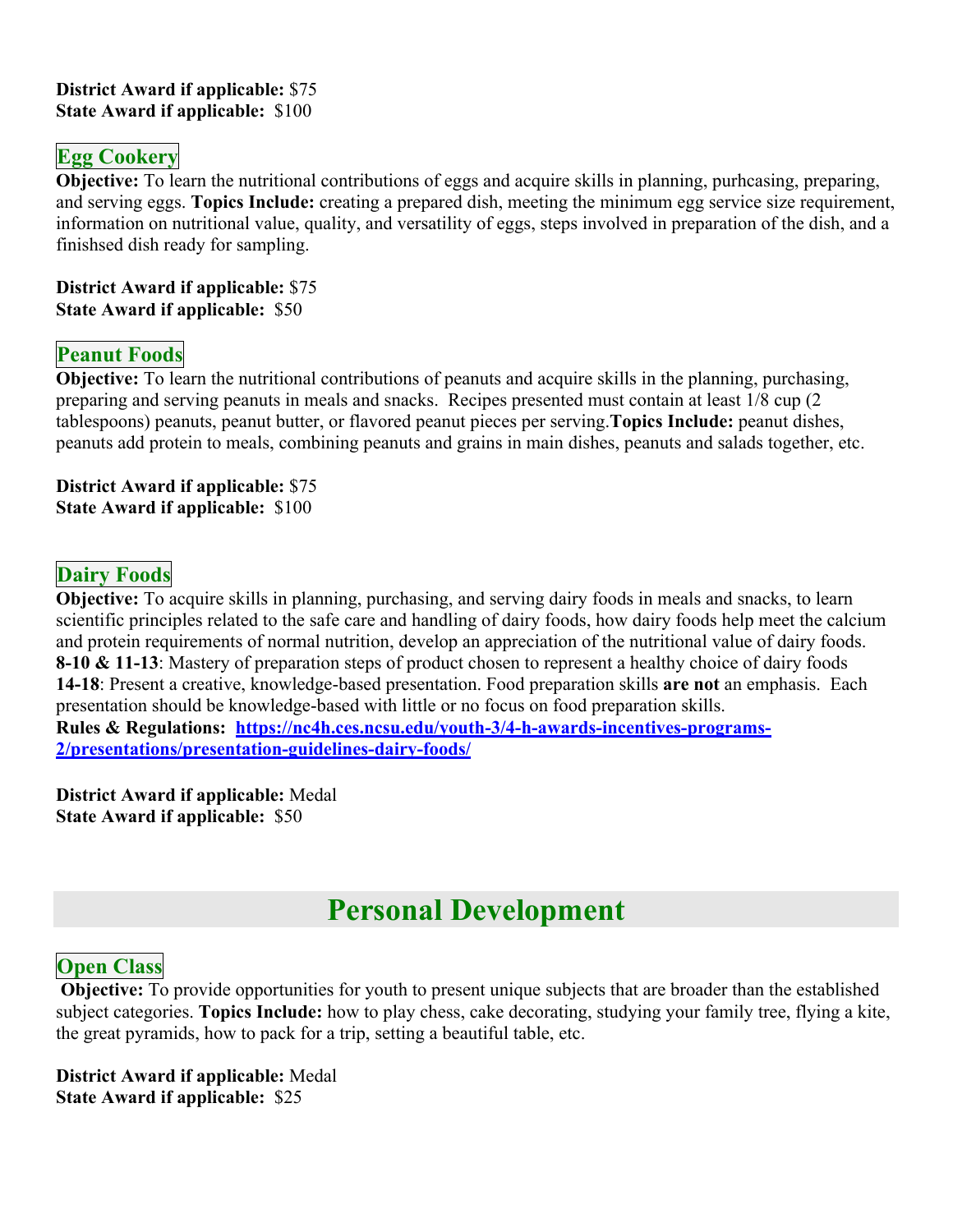**District Award if applicable:** $75
**State Award if applicable:** $100

### Egg Cookery

**Objective:** To learn the nutritional contributions of eggs and acquire skills in planning, purhcasing, preparing, and serving eggs. **Topics Include:** creating a prepared dish, meeting the minimum egg service size requirement, information on nutritional value, quality, and versatility of eggs, steps involved in preparation of the dish, and a finishsed dish ready for sampling.

**District Award if applicable:** $75
**State Award if applicable:** $50

### Peanut Foods

**Objective:** To learn the nutritional contributions of peanuts and acquire skills in the planning, purchasing, preparing and serving peanuts in meals and snacks. Recipes presented must contain at least 1/8 cup (2 tablespoons) peanuts, peanut butter, or flavored peanut pieces per serving.**Topics Include:** peanut dishes, peanuts add protein to meals, combining peanuts and grains in main dishes, peanuts and salads together, etc.

**District Award if applicable:** $75
**State Award if applicable:** $100

### Dairy Foods

**Objective:** To acquire skills in planning, purchasing, and serving dairy foods in meals and snacks, to learn scientific principles related to the safe care and handling of dairy foods, how dairy foods help meet the calcium and protein requirements of normal nutrition, develop an appreciation of the nutritional value of dairy foods.
**8-10 & 11-13**: Mastery of preparation steps of product chosen to represent a healthy choice of dairy foods
**14-18**: Present a creative, knowledge-based presentation. Food preparation skills **are not** an emphasis. Each presentation should be knowledge-based with little or no focus on food preparation skills.
**Rules & Regulations:** [https://nc4h.ces.ncsu.edu/youth-3/4-h-awards-incentives-programs-2/presentations/presentation-guidelines-dairy-foods/](https://nc4h.ces.ncsu.edu/youth-3/4-h-awards-incentives-programs-2/presentations/presentation-guidelines-dairy-foods/)

**District Award if applicable:** Medal
**State Award if applicable:** $50

## Personal Development

### Open Class

**Objective:** To provide opportunities for youth to present unique subjects that are broader than the established subject categories. **Topics Include:** how to play chess, cake decorating, studying your family tree, flying a kite, the great pyramids, how to pack for a trip, setting a beautiful table, etc.

**District Award if applicable:** Medal
**State Award if applicable:** $25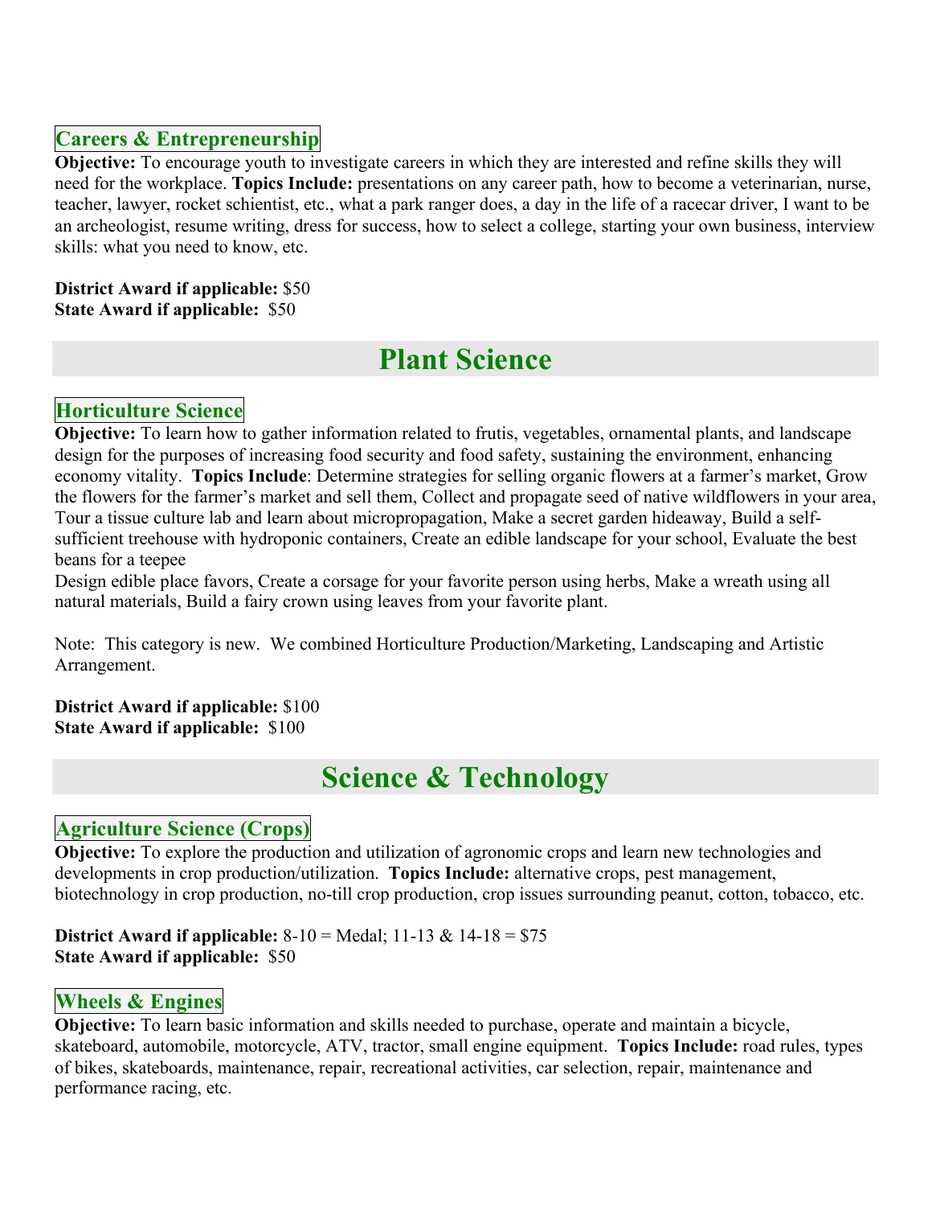### Careers & Entrepreneurship

**Objective:** To encourage youth to investigate careers in which they are interested and refine skills they will need for the workplace. **Topics Include:** presentations on any career path, how to become a veterinarian, nurse, teacher, lawyer, rocket schientist, etc., what a park ranger does, a day in the life of a racecar driver, I want to be an archeologist, resume writing, dress for success, how to select a college, starting your own business, interview skills: what you need to know, etc.

**District Award if applicable:** $50
**State Award if applicable:** $50

## Plant Science

### Horticulture Science

**Objective:** To learn how to gather information related to frutis, vegetables, ornamental plants, and landscape design for the purposes of increasing food security and food safety, sustaining the environment, enhancing economy vitality. **Topics Include**: Determine strategies for selling organic flowers at a farmer's market, Grow the flowers for the farmer's market and sell them, Collect and propagate seed of native wildflowers in your area, Tour a tissue culture lab and learn about micropropagation, Make a secret garden hideaway, Build a self-sufficient treehouse with hydroponic containers, Create an edible landscape for your school, Evaluate the best beans for a teepee
Design edible place favors, Create a corsage for your favorite person using herbs, Make a wreath using all natural materials, Build a fairy crown using leaves from your favorite plant.

Note: This category is new. We combined Horticulture Production/Marketing, Landscaping and Artistic Arrangement.

**District Award if applicable:** $100
**State Award if applicable:** $100

## Science & Technology

### Agriculture Science (Crops)

**Objective:** To explore the production and utilization of agronomic crops and learn new technologies and developments in crop production/utilization. **Topics Include:** alternative crops, pest management, biotechnology in crop production, no-till crop production, crop issues surrounding peanut, cotton, tobacco, etc.

**District Award if applicable:** 8-10 = Medal; 11-13 & 14-18 = $75
**State Award if applicable:** $50

### Wheels & Engines

**Objective:** To learn basic information and skills needed to purchase, operate and maintain a bicycle, skateboard, automobile, motorcycle, ATV, tractor, small engine equipment. **Topics Include:** road rules, types of bikes, skateboards, maintenance, repair, recreational activities, car selection, repair, maintenance and performance racing, etc.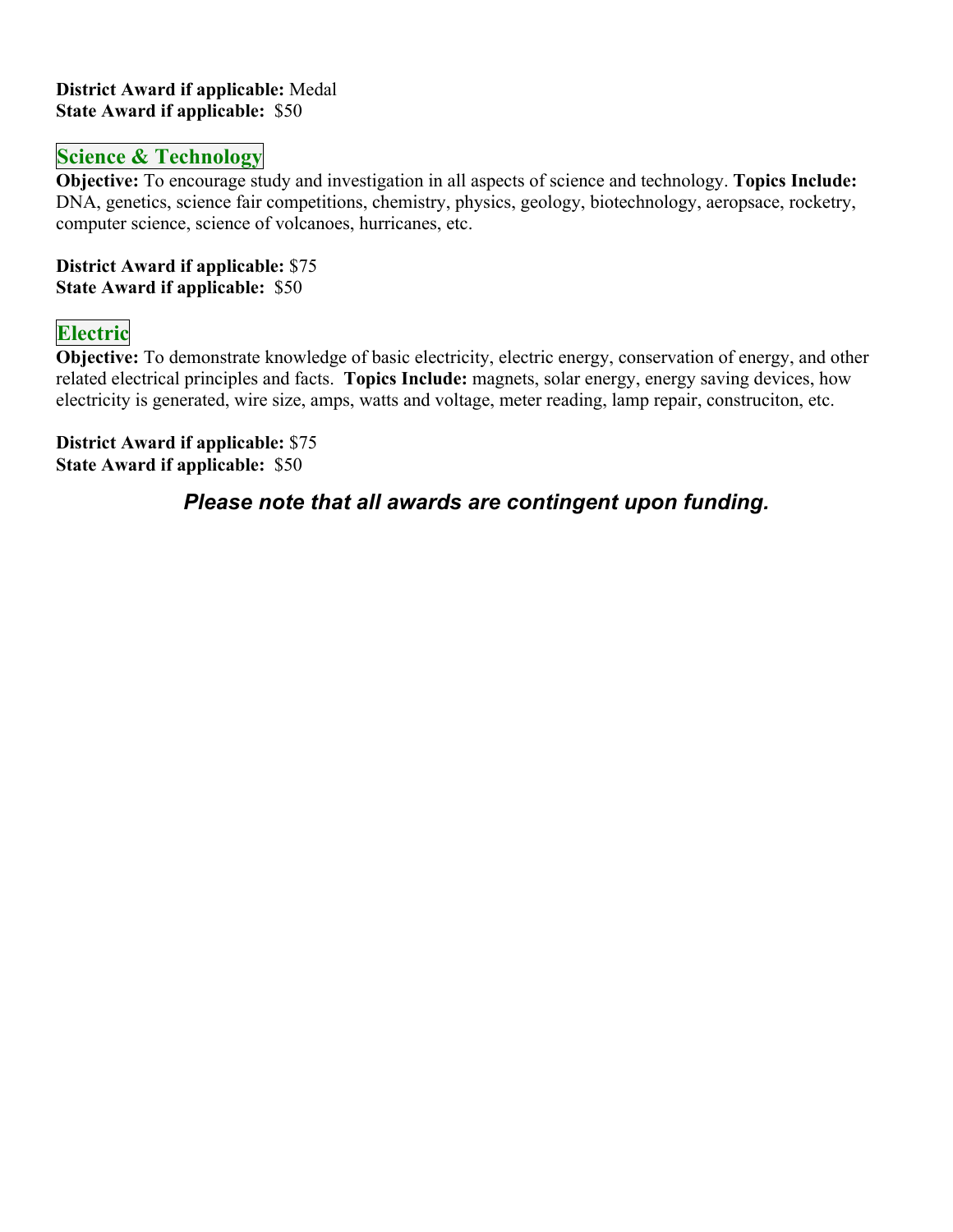**District Award if applicable:** Medal
**State Award if applicable:** $50

## Science & Technology

**Objective:** To encourage study and investigation in all aspects of science and technology. **Topics Include:** DNA, genetics, science fair competitions, chemistry, physics, geology, biotechnology, aeropsace, rocketry, computer science, science of volcanoes, hurricanes, etc.

**District Award if applicable:** $75
**State Award if applicable:** $50

## Electric

**Objective:** To demonstrate knowledge of basic electricity, electric energy, conservation of energy, and other related electrical principles and facts. **Topics Include:** magnets, solar energy, energy saving devices, how electricity is generated, wire size, amps, watts and voltage, meter reading, lamp repair, construciton, etc.

**District Award if applicable:** $75
**State Award if applicable:** $50

***Please note that all awards are contingent upon funding.***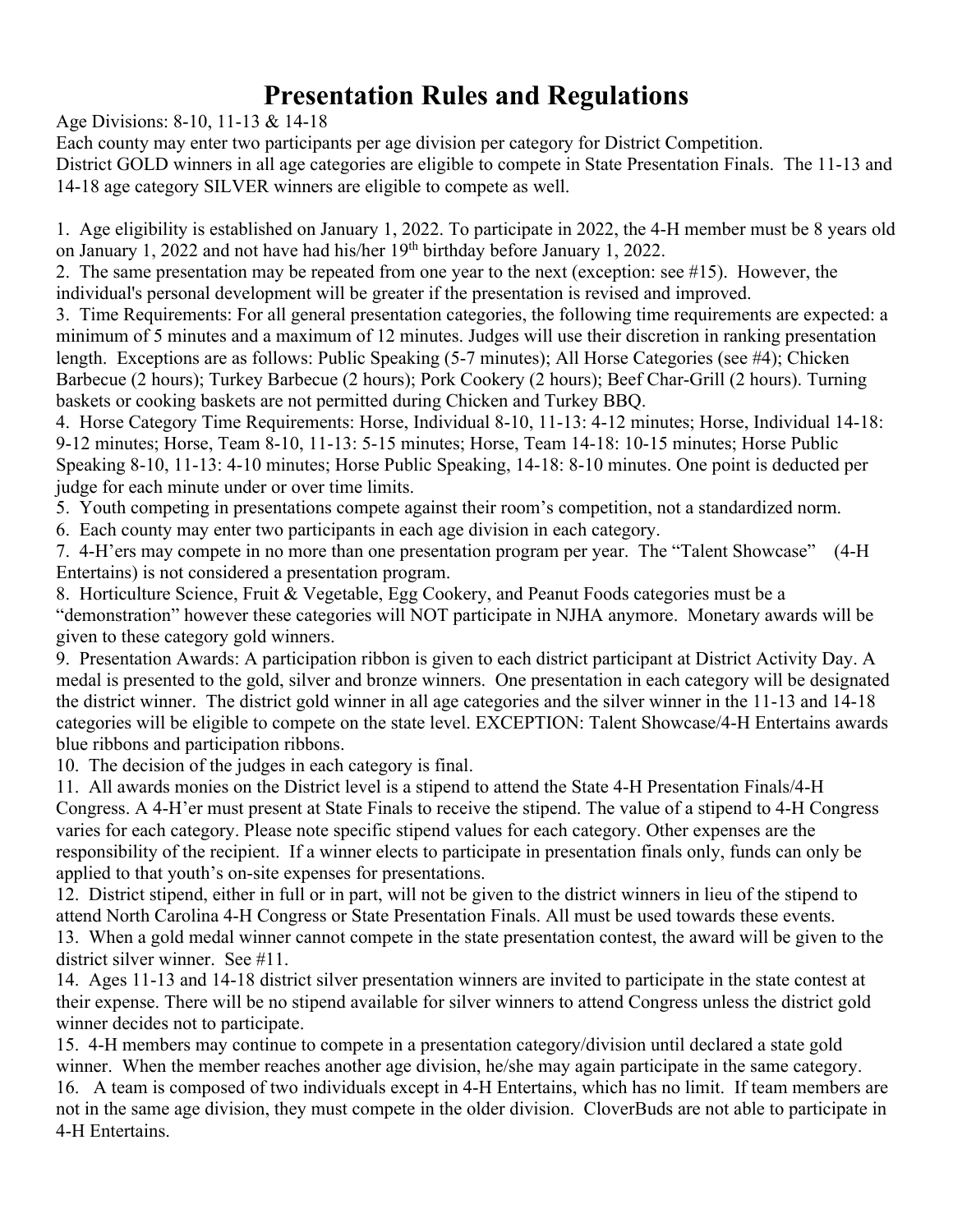# Presentation Rules and Regulations

Age Divisions: 8-10, 11-13 & 14-18

Each county may enter two participants per age division per category for District Competition.

District GOLD winners in all age categories are eligible to compete in State Presentation Finals. The 11-13 and 14-18 age category SILVER winners are eligible to compete as well.

1. Age eligibility is established on January 1, 2022. To participate in 2022, the 4-H member must be 8 years old on January 1, 2022 and not have had his/her 19th birthday before January 1, 2022.
2. The same presentation may be repeated from one year to the next (exception: see #15). However, the individual's personal development will be greater if the presentation is revised and improved.
3. Time Requirements: For all general presentation categories, the following time requirements are expected: a minimum of 5 minutes and a maximum of 12 minutes. Judges will use their discretion in ranking presentation length. Exceptions are as follows: Public Speaking (5-7 minutes); All Horse Categories (see #4); Chicken Barbecue (2 hours); Turkey Barbecue (2 hours); Pork Cookery (2 hours); Beef Char-Grill (2 hours). Turning baskets or cooking baskets are not permitted during Chicken and Turkey BBQ.
4. Horse Category Time Requirements: Horse, Individual 8-10, 11-13: 4-12 minutes; Horse, Individual 14-18: 9-12 minutes; Horse, Team 8-10, 11-13: 5-15 minutes; Horse, Team 14-18: 10-15 minutes; Horse Public Speaking 8-10, 11-13: 4-10 minutes; Horse Public Speaking, 14-18: 8-10 minutes. One point is deducted per judge for each minute under or over time limits.
5. Youth competing in presentations compete against their room's competition, not a standardized norm.
6. Each county may enter two participants in each age division in each category.
7. 4-H'ers may compete in no more than one presentation program per year. The "Talent Showcase" (4-H Entertains) is not considered a presentation program.
8. Horticulture Science, Fruit & Vegetable, Egg Cookery, and Peanut Foods categories must be a "demonstration" however these categories will NOT participate in NJHA anymore. Monetary awards will be given to these category gold winners.
9. Presentation Awards: A participation ribbon is given to each district participant at District Activity Day. A medal is presented to the gold, silver and bronze winners. One presentation in each category will be designated the district winner. The district gold winner in all age categories and the silver winner in the 11-13 and 14-18 categories will be eligible to compete on the state level. EXCEPTION: Talent Showcase/4-H Entertains awards blue ribbons and participation ribbons.
10. The decision of the judges in each category is final.
11. All awards monies on the District level is a stipend to attend the State 4-H Presentation Finals/4-H Congress. A 4-H'er must present at State Finals to receive the stipend. The value of a stipend to 4-H Congress varies for each category. Please note specific stipend values for each category. Other expenses are the responsibility of the recipient. If a winner elects to participate in presentation finals only, funds can only be applied to that youth's on-site expenses for presentations.
12. District stipend, either in full or in part, will not be given to the district winners in lieu of the stipend to attend North Carolina 4-H Congress or State Presentation Finals. All must be used towards these events.
13. When a gold medal winner cannot compete in the state presentation contest, the award will be given to the district silver winner. See #11.
14. Ages 11-13 and 14-18 district silver presentation winners are invited to participate in the state contest at their expense. There will be no stipend available for silver winners to attend Congress unless the district gold winner decides not to participate.
15. 4-H members may continue to compete in a presentation category/division until declared a state gold winner. When the member reaches another age division, he/she may again participate in the same category.
16. A team is composed of two individuals except in 4-H Entertains, which has no limit. If team members are not in the same age division, they must compete in the older division. CloverBuds are not able to participate in 4-H Entertains.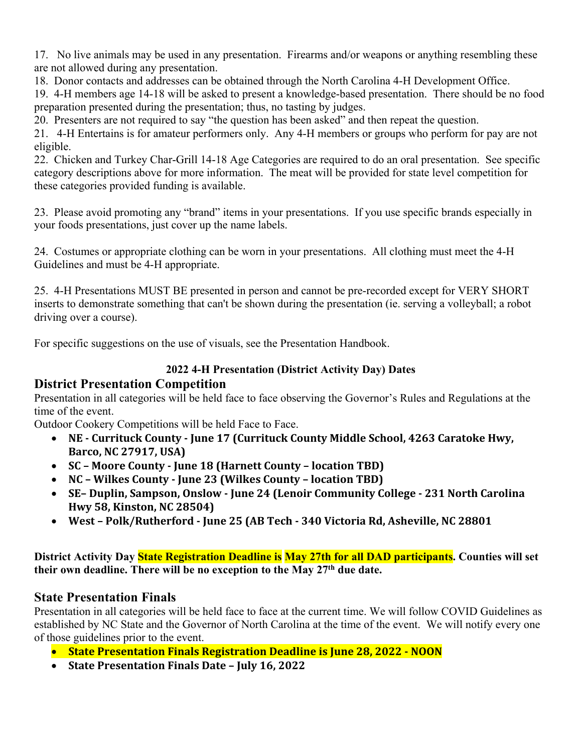17. No live animals may be used in any presentation. Firearms and/or weapons or anything resembling these are not allowed during any presentation.

18. Donor contacts and addresses can be obtained through the North Carolina 4-H Development Office.

19. 4-H members age 14-18 will be asked to present a knowledge-based presentation. There should be no food preparation presented during the presentation; thus, no tasting by judges.

20. Presenters are not required to say "the question has been asked" and then repeat the question.

21. 4-H Entertains is for amateur performers only. Any 4-H members or groups who perform for pay are not eligible.

22. Chicken and Turkey Char-Grill 14-18 Age Categories are required to do an oral presentation. See specific category descriptions above for more information. The meat will be provided for state level competition for these categories provided funding is available.

23. Please avoid promoting any "brand" items in your presentations. If you use specific brands especially in your foods presentations, just cover up the name labels.

24. Costumes or appropriate clothing can be worn in your presentations. All clothing must meet the 4-H Guidelines and must be 4-H appropriate.

25. 4-H Presentations MUST BE presented in person and cannot be pre-recorded except for VERY SHORT inserts to demonstrate something that can't be shown during the presentation (ie. serving a volleyball; a robot driving over a course).

For specific suggestions on the use of visuals, see the Presentation Handbook.

**2022 4-H Presentation (District Activity Day) Dates**

## District Presentation Competition

Presentation in all categories will be held face to face observing the Governor's Rules and Regulations at the time of the event.

Outdoor Cookery Competitions will be held Face to Face.

- **NE - Currituck County - June 17 (Currituck County Middle School, 4263 Caratoke Hwy, Barco, NC 27917, USA)**
- **SC – Moore County - June 18 (Harnett County – location TBD)**
- **NC – Wilkes County - June 23 (Wilkes County – location TBD)**
- **SE– Duplin, Sampson, Onslow - June 24 (Lenoir Community College - 231 North Carolina Hwy 58, Kinston, NC 28504)**
- **West – Polk/Rutherford - June 25 (AB Tech - 340 Victoria Rd, Asheville, NC 28801**

**District Activity Day State Registration Deadline is May 27th for all DAD participants. Counties will set their own deadline. There will be no exception to the May 27th due date.**

## State Presentation Finals

Presentation in all categories will be held face to face at the current time. We will follow COVID Guidelines as established by NC State and the Governor of North Carolina at the time of the event. We will notify every one of those guidelines prior to the event.

- **State Presentation Finals Registration Deadline is June 28, 2022 - NOON**
- **State Presentation Finals Date – July 16, 2022**